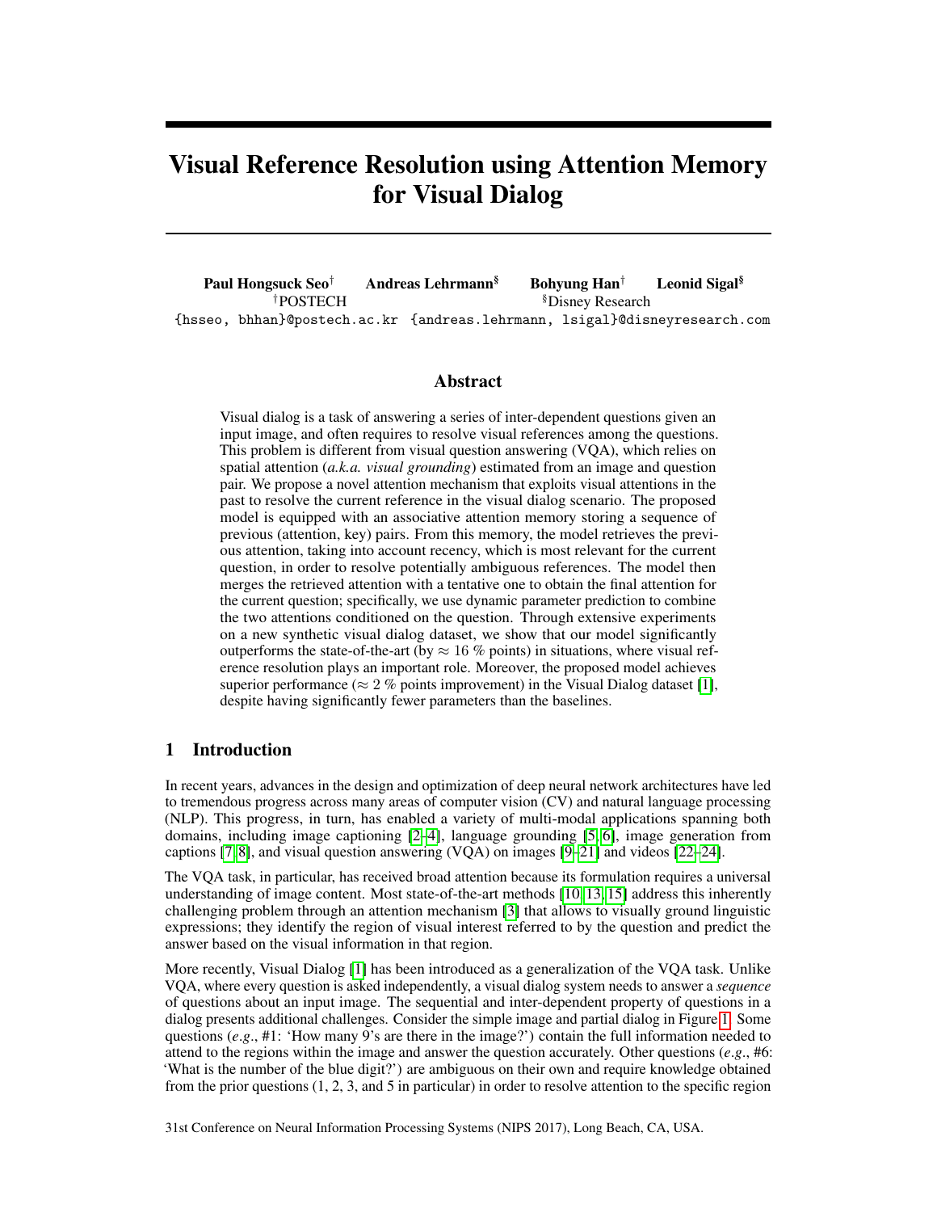# Visual Reference Resolution using Attention Memory for Visual Dialog

**Paul Hongsuck Seo**[†] **Andreas Lehrmann**[§] **Bohyung Han**[†] **Leonid Sigal**[§]

[†]POSTECH [§]Disney Research

{hsseo, bhhan}@postech.ac.kr {andreas.lehrmann, lsigal}@disneyresearch.com

## Abstract

Visual dialog is a task of answering a series of inter-dependent questions given an input image, and often requires to resolve visual references among the questions. This problem is different from visual question answering (VQA), which relies on spatial attention (*a.k.a. visual grounding*) estimated from an image and question pair. We propose a novel attention mechanism that exploits visual attentions in the past to resolve the current reference in the visual dialog scenario. The proposed model is equipped with an associative attention memory storing a sequence of previous (attention, key) pairs. From this memory, the model retrieves the previous attention, taking into account recency, which is most relevant for the current question, in order to resolve potentially ambiguous references. The model then merges the retrieved attention with a tentative one to obtain the final attention for the current question; specifically, we use dynamic parameter prediction to combine the two attentions conditioned on the question. Through extensive experiments on a new synthetic visual dialog dataset, we show that our model significantly outperforms the state-of-the-art (by $\approx 16$ % points) in situations, where visual reference resolution plays an important role. Moreover, the proposed model achieves superior performance ($\approx 2$ % points improvement) in the Visual Dialog dataset [1], despite having significantly fewer parameters than the baselines.

## 1 Introduction

In recent years, advances in the design and optimization of deep neural network architectures have led to tremendous progress across many areas of computer vision (CV) and natural language processing (NLP). This progress, in turn, has enabled a variety of multi-modal applications spanning both domains, including image captioning [2–4], language grounding [5, 6], image generation from captions [7, 8], and visual question answering (VQA) on images [9–21] and videos [22–24].

The VQA task, in particular, has received broad attention because its formulation requires a universal understanding of image content. Most state-of-the-art methods [10, 13, 15] address this inherently challenging problem through an attention mechanism [3] that allows to visually ground linguistic expressions; they identify the region of visual interest referred to by the question and predict the answer based on the visual information in that region.

More recently, Visual Dialog [1] has been introduced as a generalization of the VQA task. Unlike VQA, where every question is asked independently, a visual dialog system needs to answer a *sequence* of questions about an input image. The sequential and inter-dependent property of questions in a dialog presents additional challenges. Consider the simple image and partial dialog in Figure 1. Some questions (*e.g.*, #1: 'How many 9's are there in the image?') contain the full information needed to attend to the regions within the image and answer the question accurately. Other questions (*e.g.*, #6: 'What is the number of the blue digit?') are ambiguous on their own and require knowledge obtained from the prior questions (1, 2, 3, and 5 in particular) in order to resolve attention to the specific region

31st Conference on Neural Information Processing Systems (NIPS 2017), Long Beach, CA, USA.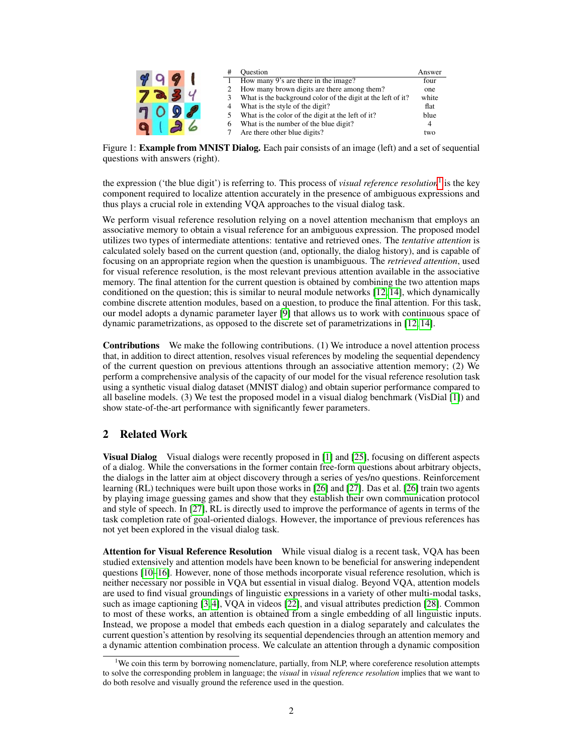| # | Question | Answer |
|---|---|---|
| 1 | How many 9's are there in the image? | four |
| 2 | How many brown digits are there among them? | one |
| 3 | What is the background color of the digit at the left of it? | white |
| 4 | What is the style of the digit? | flat |
| 5 | What is the color of the digit at the left of it? | blue |
| 6 | What is the number of the blue digit? | 4 |
| 7 | Are there other blue digits? | two |

Figure 1: **Example from MNIST Dialog.** Each pair consists of an image (left) and a set of sequential questions with answers (right).

the expression ('the blue digit') is referring to. This process of *visual reference resolution*[1] is the key component required to localize attention accurately in the presence of ambiguous expressions and thus plays a crucial role in extending VQA approaches to the visual dialog task.

We perform visual reference resolution relying on a novel attention mechanism that employs an associative memory to obtain a visual reference for an ambiguous expression. The proposed model utilizes two types of intermediate attentions: tentative and retrieved ones. The *tentative attention* is calculated solely based on the current question (and, optionally, the dialog history), and is capable of focusing on an appropriate region when the question is unambiguous. The *retrieved attention*, used for visual reference resolution, is the most relevant previous attention available in the associative memory. The final attention for the current question is obtained by combining the two attention maps conditioned on the question; this is similar to neural module networks [12, 14], which dynamically combine discrete attention modules, based on a question, to produce the final attention. For this task, our model adopts a dynamic parameter layer [9] that allows us to work with continuous space of dynamic parametrizations, as opposed to the discrete set of parametrizations in [12, 14].

**Contributions** We make the following contributions. (1) We introduce a novel attention process that, in addition to direct attention, resolves visual references by modeling the sequential dependency of the current question on previous attentions through an associative attention memory; (2) We perform a comprehensive analysis of the capacity of our model for the visual reference resolution task using a synthetic visual dialog dataset (MNIST dialog) and obtain superior performance compared to all baseline models. (3) We test the proposed model in a visual dialog benchmark (VisDial [1]) and show state-of-the-art performance with significantly fewer parameters.

## 2 Related Work

**Visual Dialog** Visual dialogs were recently proposed in [1] and [25], focusing on different aspects of a dialog. While the conversations in the former contain free-form questions about arbitrary objects, the dialogs in the latter aim at object discovery through a series of yes/no questions. Reinforcement learning (RL) techniques were built upon those works in [26] and [27]. Das et al. [26] train two agents by playing image guessing games and show that they establish their own communication protocol and style of speech. In [27], RL is directly used to improve the performance of agents in terms of the task completion rate of goal-oriented dialogs. However, the importance of previous references has not yet been explored in the visual dialog task.

**Attention for Visual Reference Resolution** While visual dialog is a recent task, VQA has been studied extensively and attention models have been known to be beneficial for answering independent questions [10–16]. However, none of those methods incorporate visual reference resolution, which is neither necessary nor possible in VQA but essential in visual dialog. Beyond VQA, attention models are used to find visual groundings of linguistic expressions in a variety of other multi-modal tasks, such as image captioning [3, 4], VQA in videos [22], and visual attributes prediction [28]. Common to most of these works, an attention is obtained from a single embedding of all linguistic inputs. Instead, we propose a model that embeds each question in a dialog separately and calculates the current question's attention by resolving its sequential dependencies through an attention memory and a dynamic attention combination process. We calculate an attention through a dynamic composition

[1] We coin this term by borrowing nomenclature, partially, from NLP, where coreference resolution attempts to solve the corresponding problem in language; the *visual* in *visual reference resolution* implies that we want to do both resolve and visually ground the reference used in the question.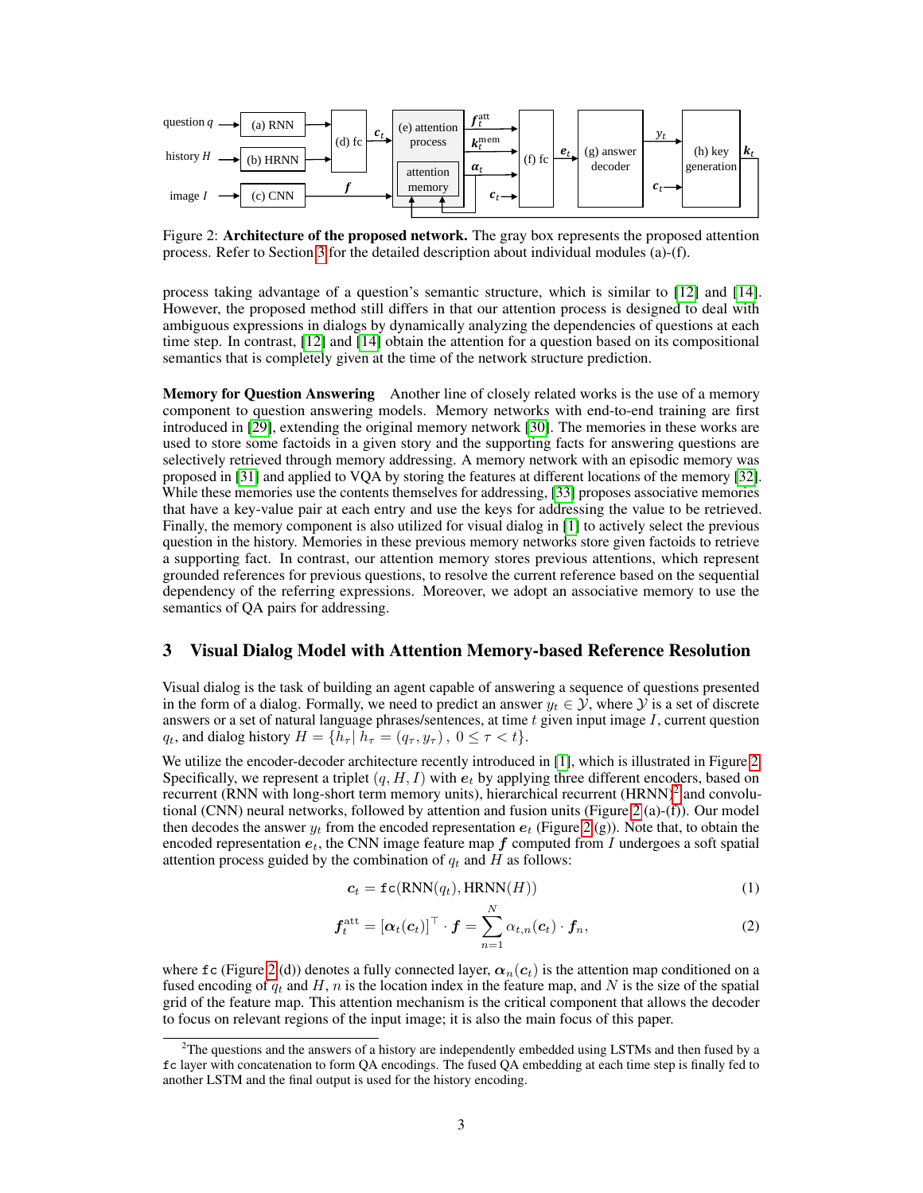Figure 2: **Architecture of the proposed network.** The gray box represents the proposed attention process. Refer to Section 3 for the detailed description about individual modules (a)-(f).

process taking advantage of a question's semantic structure, which is similar to [12] and [14]. However, the proposed method still differs in that our attention process is designed to deal with ambiguous expressions in dialogs by dynamically analyzing the dependencies of questions at each time step. In contrast, [12] and [14] obtain the attention for a question based on its compositional semantics that is completely given at the time of the network structure prediction.

**Memory for Question Answering** Another line of closely related works is the use of a memory component to question answering models. Memory networks with end-to-end training are first introduced in [29], extending the original memory network [30]. The memories in these works are used to store some factoids in a given story and the supporting facts for answering questions are selectively retrieved through memory addressing. A memory network with an episodic memory was proposed in [31] and applied to VQA by storing the features at different locations of the memory [32]. While these memories use the contents themselves for addressing, [33] proposes associative memories that have a key-value pair at each entry and use the keys for addressing the value to be retrieved. Finally, the memory component is also utilized for visual dialog in [1] to actively select the previous question in the history. Memories in these previous memory networks store given factoids to retrieve a supporting fact. In contrast, our attention memory stores previous attentions, which represent grounded references for previous questions, to resolve the current reference based on the sequential dependency of the referring expressions. Moreover, we adopt an associative memory to use the semantics of QA pairs for addressing.

## 3 Visual Dialog Model with Attention Memory-based Reference Resolution

Visual dialog is the task of building an agent capable of answering a sequence of questions presented in the form of a dialog. Formally, we need to predict an answer $y_t \in \mathcal{Y}$, where $\mathcal{Y}$ is a set of discrete answers or a set of natural language phrases/sentences, at time $t$ given input image $I$, current question $q_t$, and dialog history $H = \{h_\tau |\ h_\tau = (q_\tau, y_\tau)\ ,\ 0 \leq \tau < t\}$.

We utilize the encoder-decoder architecture recently introduced in [1], which is illustrated in Figure 2. Specifically, we represent a triplet $(q, H, I)$ with $\boldsymbol{e}_t$ by applying three different encoders, based on recurrent (RNN with long-short term memory units), hierarchical recurrent (HRNN)[2] and convolutional (CNN) neural networks, followed by attention and fusion units (Figure 2 (a)-(f)). Our model then decodes the answer $y_t$ from the encoded representation $\boldsymbol{e}_t$ (Figure 2 (g)). Note that, to obtain the encoded representation $\boldsymbol{e}_t$, the CNN image feature map $\boldsymbol{f}$ computed from $I$ undergoes a soft spatial attention process guided by the combination of $q_t$ and $H$ as follows:

$$\boldsymbol{c}_t = \texttt{fc}(\text{RNN}(q_t), \text{HRNN}(H)) \tag{1}$$

$$\boldsymbol{f}_t^{\text{att}} = [\boldsymbol{\alpha}_t(\boldsymbol{c}_t)]^\top \cdot \boldsymbol{f} = \sum_{n=1}^{N} \alpha_{t,n}(\boldsymbol{c}_t) \cdot \boldsymbol{f}_n, \tag{2}$$

where fc (Figure 2 (d)) denotes a fully connected layer, $\boldsymbol{\alpha}_n(\boldsymbol{c}_t)$ is the attention map conditioned on a fused encoding of $q_t$ and $H$, $n$ is the location index in the feature map, and $N$ is the size of the spatial grid of the feature map. This attention mechanism is the critical component that allows the decoder to focus on relevant regions of the input image; it is also the main focus of this paper.

[2]The questions and the answers of a history are independently embedded using LSTMs and then fused by a fc layer with concatenation to form QA encodings. The fused QA embedding at each time step is finally fed to another LSTM and the final output is used for the history encoding.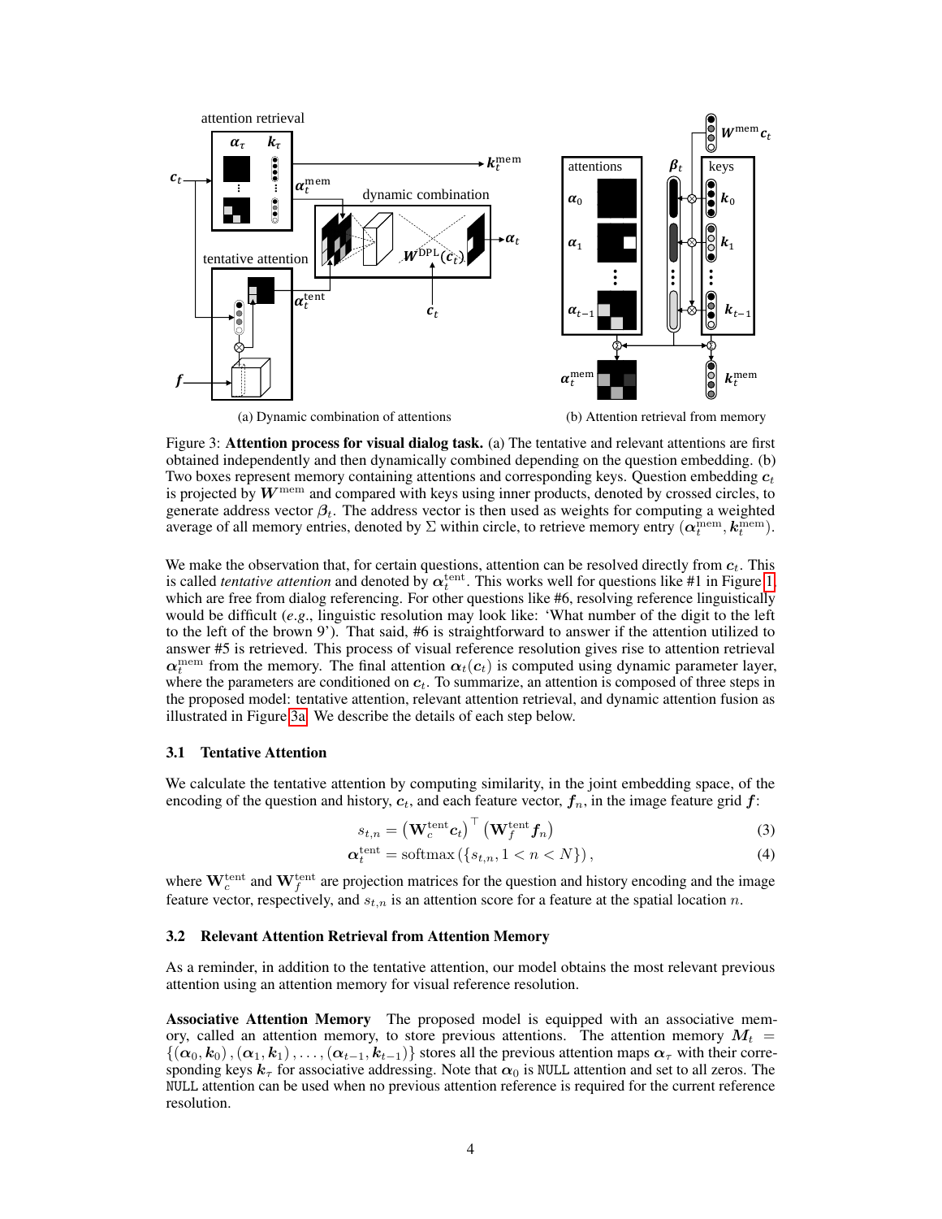(a) Dynamic combination of attentions

(b) Attention retrieval from memory

Figure 3: **Attention process for visual dialog task.** (a) The tentative and relevant attentions are first obtained independently and then dynamically combined depending on the question embedding. (b) Two boxes represent memory containing attentions and corresponding keys. Question embedding $\boldsymbol{c}_t$ is projected by $\boldsymbol{W}^{\text{mem}}$ and compared with keys using inner products, denoted by crossed circles, to generate address vector $\boldsymbol{\beta}_t$. The address vector is then used as weights for computing a weighted average of all memory entries, denoted by $\Sigma$ within circle, to retrieve memory entry $(\boldsymbol{\alpha}_t^{\text{mem}}, \boldsymbol{k}_t^{\text{mem}})$.

We make the observation that, for certain questions, attention can be resolved directly from $\boldsymbol{c}_t$. This is called *tentative attention* and denoted by $\boldsymbol{\alpha}_t^{\text{tent}}$. This works well for questions like #1 in Figure 1, which are free from dialog referencing. For other questions like #6, resolving reference linguistically would be difficult (*e.g.*, linguistic resolution may look like: 'What number of the digit to the left to the left of the brown 9'). That said, #6 is straightforward to answer if the attention utilized to answer #5 is retrieved. This process of visual reference resolution gives rise to attention retrieval $\boldsymbol{\alpha}_t^{\text{mem}}$ from the memory. The final attention $\boldsymbol{\alpha}_t(\boldsymbol{c}_t)$ is computed using dynamic parameter layer, where the parameters are conditioned on $\boldsymbol{c}_t$. To summarize, an attention is composed of three steps in the proposed model: tentative attention, relevant attention retrieval, and dynamic attention fusion as illustrated in Figure 3a. We describe the details of each step below.

### 3.1 Tentative Attention

We calculate the tentative attention by computing similarity, in the joint embedding space, of the encoding of the question and history, $\boldsymbol{c}_t$, and each feature vector, $\boldsymbol{f}_n$, in the image feature grid $\boldsymbol{f}$:

$$s_{t,n} = \left(\mathbf{W}_c^{\text{tent}} \boldsymbol{c}_t\right)^\top \left(\mathbf{W}_f^{\text{tent}} \boldsymbol{f}_n\right) \tag{3}$$

$$\boldsymbol{\alpha}_t^{\text{tent}} = \text{softmax}\left(\{s_{t,n}, 1 < n < N\}\right), \tag{4}$$

where $\mathbf{W}_c^{\text{tent}}$ and $\mathbf{W}_f^{\text{tent}}$ are projection matrices for the question and history encoding and the image feature vector, respectively, and $s_{t,n}$ is an attention score for a feature at the spatial location $n$.

### 3.2 Relevant Attention Retrieval from Attention Memory

As a reminder, in addition to the tentative attention, our model obtains the most relevant previous attention using an attention memory for visual reference resolution.

**Associative Attention Memory** The proposed model is equipped with an associative memory, called an attention memory, to store previous attentions. The attention memory $\boldsymbol{M}_t = \{(\boldsymbol{\alpha}_0, \boldsymbol{k}_0), (\boldsymbol{\alpha}_1, \boldsymbol{k}_1), \ldots, (\boldsymbol{\alpha}_{t-1}, \boldsymbol{k}_{t-1})\}$ stores all the previous attention maps $\boldsymbol{\alpha}_\tau$ with their corresponding keys $\boldsymbol{k}_\tau$ for associative addressing. Note that $\boldsymbol{\alpha}_0$ is NULL attention and set to all zeros. The NULL attention can be used when no previous attention reference is required for the current reference resolution.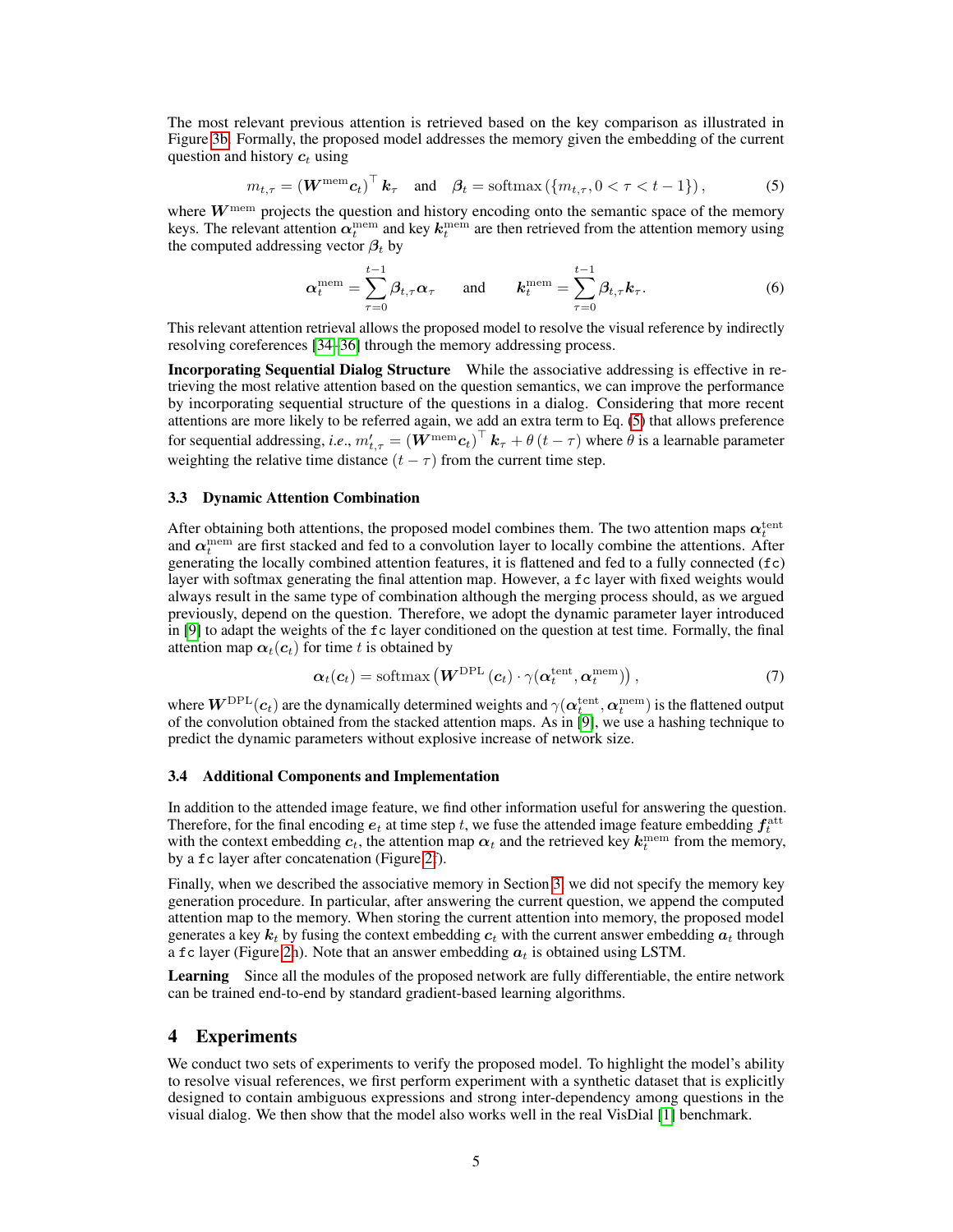The most relevant previous attention is retrieved based on the key comparison as illustrated in Figure 3b. Formally, the proposed model addresses the memory given the embedding of the current question and history $\boldsymbol{c}_t$ using

$$m_{t,\tau} = \left(\boldsymbol{W}^{\text{mem}}\boldsymbol{c}_t\right)^\top \boldsymbol{k}_\tau \quad \text{and} \quad \boldsymbol{\beta}_t = \text{softmax}\left(\{m_{t,\tau}, 0 < \tau < t-1\}\right), \tag{5}$$

where $\boldsymbol{W}^{\text{mem}}$ projects the question and history encoding onto the semantic space of the memory keys. The relevant attention $\boldsymbol{\alpha}_t^{\text{mem}}$ and key $\boldsymbol{k}_t^{\text{mem}}$ are then retrieved from the attention memory using the computed addressing vector $\boldsymbol{\beta}_t$ by

$$\boldsymbol{\alpha}_t^{\text{mem}} = \sum_{\tau=0}^{t-1} \boldsymbol{\beta}_{t,\tau}\boldsymbol{\alpha}_\tau \qquad \text{and} \qquad \boldsymbol{k}_t^{\text{mem}} = \sum_{\tau=0}^{t-1} \boldsymbol{\beta}_{t,\tau}\boldsymbol{k}_\tau. \tag{6}$$

This relevant attention retrieval allows the proposed model to resolve the visual reference by indirectly resolving coreferences [34–36] through the memory addressing process.

**Incorporating Sequential Dialog Structure** While the associative addressing is effective in retrieving the most relative attention based on the question semantics, we can improve the performance by incorporating sequential structure of the questions in a dialog. Considering that more recent attentions are more likely to be referred again, we add an extra term to Eq. (5) that allows preference for sequential addressing, *i.e.*, $m'_{t,\tau} = \left(\boldsymbol{W}^{\text{mem}}\boldsymbol{c}_t\right)^\top \boldsymbol{k}_\tau + \theta\,(t-\tau)$ where $\theta$ is a learnable parameter weighting the relative time distance $(t-\tau)$ from the current time step.

### 3.3 Dynamic Attention Combination

After obtaining both attentions, the proposed model combines them. The two attention maps $\boldsymbol{\alpha}_t^{\text{tent}}$ and $\boldsymbol{\alpha}_t^{\text{mem}}$ are first stacked and fed to a convolution layer to locally combine the attentions. After generating the locally combined attention features, it is flattened and fed to a fully connected (`fc`) layer with softmax generating the final attention map. However, a `fc` layer with fixed weights would always result in the same type of combination although the merging process should, as we argued previously, depend on the question. Therefore, we adopt the dynamic parameter layer introduced in [9] to adapt the weights of the `fc` layer conditioned on the question at test time. Formally, the final attention map $\boldsymbol{\alpha}_t(\boldsymbol{c}_t)$ for time $t$ is obtained by

$$\boldsymbol{\alpha}_t(\boldsymbol{c}_t) = \text{softmax}\left(\boldsymbol{W}^{\text{DPL}}\left(\boldsymbol{c}_t\right) \cdot \gamma(\boldsymbol{\alpha}_t^{\text{tent}}, \boldsymbol{\alpha}_t^{\text{mem}})\right), \tag{7}$$

where $\boldsymbol{W}^{\text{DPL}}(\boldsymbol{c}_t)$ are the dynamically determined weights and $\gamma(\boldsymbol{\alpha}_t^{\text{tent}}, \boldsymbol{\alpha}_t^{\text{mem}})$ is the flattened output of the convolution obtained from the stacked attention maps. As in [9], we use a hashing technique to predict the dynamic parameters without explosive increase of network size.

### 3.4 Additional Components and Implementation

In addition to the attended image feature, we find other information useful for answering the question. Therefore, for the final encoding $\boldsymbol{e}_t$ at time step $t$, we fuse the attended image feature embedding $\boldsymbol{f}_t^{\text{att}}$ with the context embedding $\boldsymbol{c}_t$, the attention map $\boldsymbol{\alpha}_t$ and the retrieved key $\boldsymbol{k}_t^{\text{mem}}$ from the memory, by a `fc` layer after concatenation (Figure 2f).

Finally, when we described the associative memory in Section 3, we did not specify the memory key generation procedure. In particular, after answering the current question, we append the computed attention map to the memory. When storing the current attention into memory, the proposed model generates a key $\boldsymbol{k}_t$ by fusing the context embedding $\boldsymbol{c}_t$ with the current answer embedding $\boldsymbol{a}_t$ through a `fc` layer (Figure 2h). Note that an answer embedding $\boldsymbol{a}_t$ is obtained using LSTM.

**Learning** Since all the modules of the proposed network are fully differentiable, the entire network can be trained end-to-end by standard gradient-based learning algorithms.

## 4 Experiments

We conduct two sets of experiments to verify the proposed model. To highlight the model's ability to resolve visual references, we first perform experiment with a synthetic dataset that is explicitly designed to contain ambiguous expressions and strong inter-dependency among questions in the visual dialog. We then show that the model also works well in the real VisDial [1] benchmark.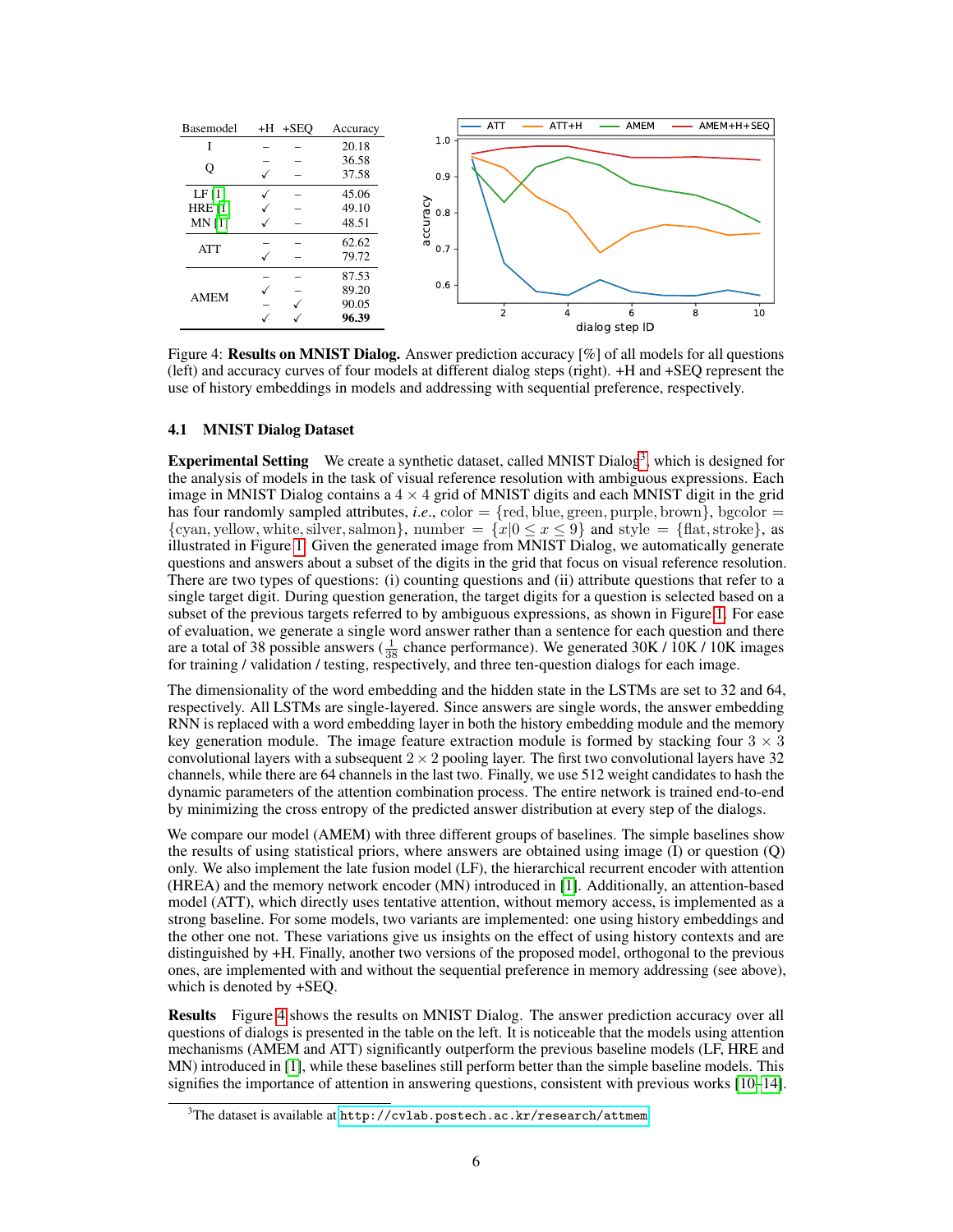| Basemodel | +H | +SEQ | Accuracy |
|---|---|---|---|
| I | – | – | 20.18 |
| Q | – | – | 36.58 |
| | ✓ | – | 37.58 |
| LF [1] | ✓ | – | 45.06 |
| HRE [1] | ✓ | – | 49.10 |
| MN [1] | ✓ | – | 48.51 |
| ATT | – | – | 62.62 |
| | ✓ | – | 79.72 |
| AMEM | – | – | 87.53 |
| | ✓ | – | 89.20 |
| | – | ✓ | 90.05 |
| | ✓ | ✓ | **96.39** |

Figure 4: **Results on MNIST Dialog.** Answer prediction accuracy [%] of all models for all questions (left) and accuracy curves of four models at different dialog steps (right). +H and +SEQ represent the use of history embeddings in models and addressing with sequential preference, respectively.

### 4.1 MNIST Dialog Dataset

**Experimental Setting** We create a synthetic dataset, called MNIST Dialog[3], which is designed for the analysis of models in the task of visual reference resolution with ambiguous expressions. Each image in MNIST Dialog contains a $4 \times 4$ grid of MNIST digits and each MNIST digit in the grid has four randomly sampled attributes, *i.e.*, color $=$ {red, blue, green, purple, brown}, bgcolor $=$ {cyan, yellow, white, silver, salmon}, number $= \{x | 0 \le x \le 9\}$ and style $=$ {flat, stroke}, as illustrated in Figure 1. Given the generated image from MNIST Dialog, we automatically generate questions and answers about a subset of the digits in the grid that focus on visual reference resolution. There are two types of questions: (i) counting questions and (ii) attribute questions that refer to a single target digit. During question generation, the target digits for a question is selected based on a subset of the previous targets referred to by ambiguous expressions, as shown in Figure 1. For ease of evaluation, we generate a single word answer rather than a sentence for each question and there are a total of 38 possible answers ($\frac{1}{38}$ chance performance). We generated 30K / 10K / 10K images for training / validation / testing, respectively, and three ten-question dialogs for each image.

The dimensionality of the word embedding and the hidden state in the LSTMs are set to 32 and 64, respectively. All LSTMs are single-layered. Since answers are single words, the answer embedding RNN is replaced with a word embedding layer in both the history embedding module and the memory key generation module. The image feature extraction module is formed by stacking four $3 \times 3$ convolutional layers with a subsequent $2 \times 2$ pooling layer. The first two convolutional layers have 32 channels, while there are 64 channels in the last two. Finally, we use 512 weight candidates to hash the dynamic parameters of the attention combination process. The entire network is trained end-to-end by minimizing the cross entropy of the predicted answer distribution at every step of the dialogs.

We compare our model (AMEM) with three different groups of baselines. The simple baselines show the results of using statistical priors, where answers are obtained using image (I) or question (Q) only. We also implement the late fusion model (LF), the hierarchical recurrent encoder with attention (HREA) and the memory network encoder (MN) introduced in [1]. Additionally, an attention-based model (ATT), which directly uses tentative attention, without memory access, is implemented as a strong baseline. For some models, two variants are implemented: one using history embeddings and the other one not. These variations give us insights on the effect of using history contexts and are distinguished by +H. Finally, another two versions of the proposed model, orthogonal to the previous ones, are implemented with and without the sequential preference in memory addressing (see above), which is denoted by +SEQ.

**Results** Figure 4 shows the results on MNIST Dialog. The answer prediction accuracy over all questions of dialogs is presented in the table on the left. It is noticeable that the models using attention mechanisms (AMEM and ATT) significantly outperform the previous baseline models (LF, HRE and MN) introduced in [1], while these baselines still perform better than the simple baseline models. This signifies the importance of attention in answering questions, consistent with previous works [10–14].

[3]The dataset is available at http://cvlab.postech.ac.kr/research/attmem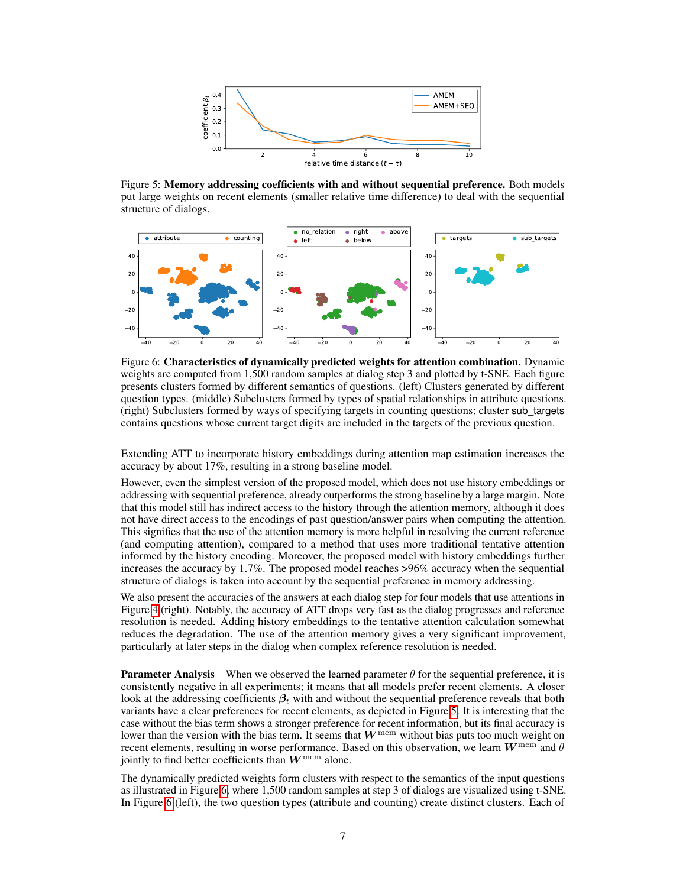Figure 5: **Memory addressing coefficients with and without sequential preference.** Both models put large weights on recent elements (smaller relative time difference) to deal with the sequential structure of dialogs.

Figure 6: **Characteristics of dynamically predicted weights for attention combination.** Dynamic weights are computed from 1,500 random samples at dialog step 3 and plotted by t-SNE. Each figure presents clusters formed by different semantics of questions. (left) Clusters generated by different question types. (middle) Subclusters formed by types of spatial relationships in attribute questions. (right) Subclusters formed by ways of specifying targets in counting questions; cluster sub_targets contains questions whose current target digits are included in the targets of the previous question.

Extending ATT to incorporate history embeddings during attention map estimation increases the accuracy by about 17%, resulting in a strong baseline model.

However, even the simplest version of the proposed model, which does not use history embeddings or addressing with sequential preference, already outperforms the strong baseline by a large margin. Note that this model still has indirect access to the history through the attention memory, although it does not have direct access to the encodings of past question/answer pairs when computing the attention. This signifies that the use of the attention memory is more helpful in resolving the current reference (and computing attention), compared to a method that uses more traditional tentative attention informed by the history encoding. Moreover, the proposed model with history embeddings further increases the accuracy by 1.7%. The proposed model reaches >96% accuracy when the sequential structure of dialogs is taken into account by the sequential preference in memory addressing.

We also present the accuracies of the answers at each dialog step for four models that use attentions in Figure 4 (right). Notably, the accuracy of ATT drops very fast as the dialog progresses and reference resolution is needed. Adding history embeddings to the tentative attention calculation somewhat reduces the degradation. The use of the attention memory gives a very significant improvement, particularly at later steps in the dialog when complex reference resolution is needed.

**Parameter Analysis** When we observed the learned parameter $\theta$ for the sequential preference, it is consistently negative in all experiments; it means that all models prefer recent elements. A closer look at the addressing coefficients $\boldsymbol{\beta}_t$ with and without the sequential preference reveals that both variants have a clear preferences for recent elements, as depicted in Figure 5. It is interesting that the case without the bias term shows a stronger preference for recent information, but its final accuracy is lower than the version with the bias term. It seems that $\boldsymbol{W}^{\text{mem}}$ without bias puts too much weight on recent elements, resulting in worse performance. Based on this observation, we learn $\boldsymbol{W}^{\text{mem}}$ and $\theta$ jointly to find better coefficients than $\boldsymbol{W}^{\text{mem}}$ alone.

The dynamically predicted weights form clusters with respect to the semantics of the input questions as illustrated in Figure 6, where 1,500 random samples at step 3 of dialogs are visualized using t-SNE. In Figure 6 (left), the two question types (attribute and counting) create distinct clusters. Each of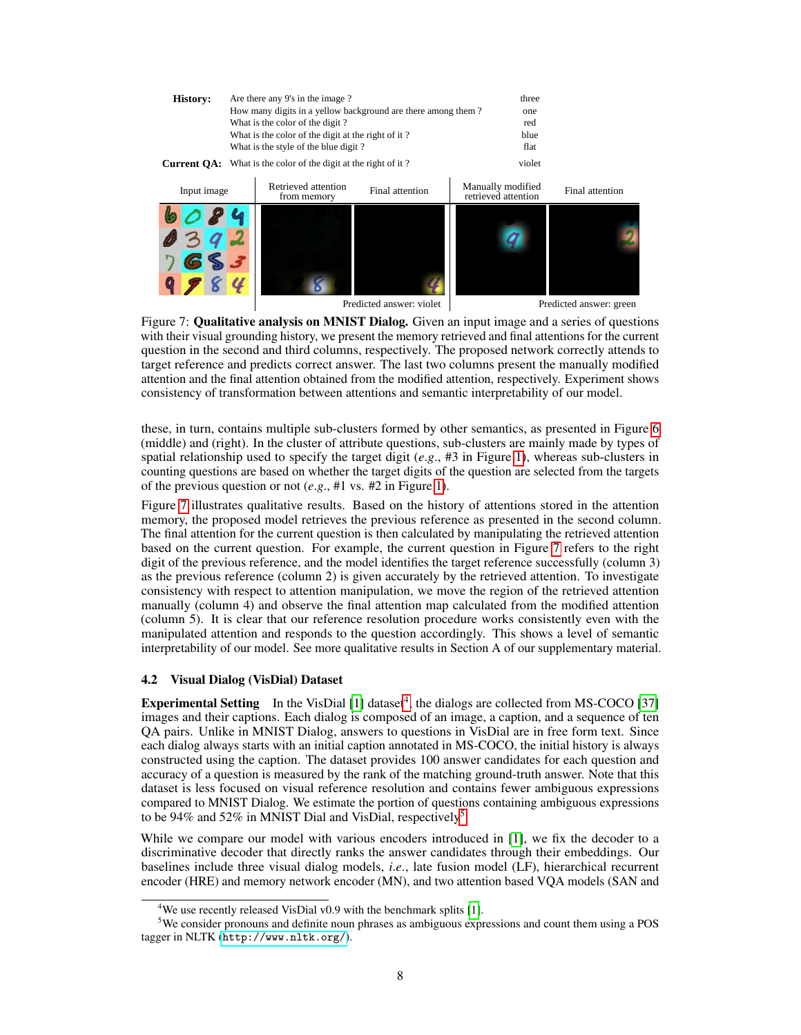| | | |
|---|---|---|
| **History:** | Are there any 9's in the image ? | three |
| | How many digits in a yellow background are there among them ? | one |
| | What is the color of the digit ? | red |
| | What is the color of the digit at the right of it ? | blue |
| | What is the style of the blue digit ? | flat |
| **Current QA:** | What is the color of the digit at the right of it ? | violet |

| Input image | Retrieved attention from memory | Final attention | Manually modified retrieved attention | Final attention |
|---|---|---|---|---|
| | | Predicted answer: violet | | Predicted answer: green |

Figure 7: **Qualitative analysis on MNIST Dialog.** Given an input image and a series of questions with their visual grounding history, we present the memory retrieved and final attentions for the current question in the second and third columns, respectively. The proposed network correctly attends to target reference and predicts correct answer. The last two columns present the manually modified attention and the final attention obtained from the modified attention, respectively. Experiment shows consistency of transformation between attentions and semantic interpretability of our model.

these, in turn, contains multiple sub-clusters formed by other semantics, as presented in Figure 6 (middle) and (right). In the cluster of attribute questions, sub-clusters are mainly made by types of spatial relationship used to specify the target digit (*e.g.*, #3 in Figure 1), whereas sub-clusters in counting questions are based on whether the target digits of the question are selected from the targets of the previous question or not (*e.g.*, #1 vs. #2 in Figure 1).

Figure 7 illustrates qualitative results. Based on the history of attentions stored in the attention memory, the proposed model retrieves the previous reference as presented in the second column. The final attention for the current question is then calculated by manipulating the retrieved attention based on the current question. For example, the current question in Figure 7 refers to the right digit of the previous reference, and the model identifies the target reference successfully (column 3) as the previous reference (column 2) is given accurately by the retrieved attention. To investigate consistency with respect to attention manipulation, we move the region of the retrieved attention manually (column 4) and observe the final attention map calculated from the modified attention (column 5). It is clear that our reference resolution procedure works consistently even with the manipulated attention and responds to the question accordingly. This shows a level of semantic interpretability of our model. See more qualitative results in Section A of our supplementary material.

### 4.2 Visual Dialog (VisDial) Dataset

**Experimental Setting** In the VisDial [1] dataset[4], the dialogs are collected from MS-COCO [37] images and their captions. Each dialog is composed of an image, a caption, and a sequence of ten QA pairs. Unlike in MNIST Dialog, answers to questions in VisDial are in free form text. Since each dialog always starts with an initial caption annotated in MS-COCO, the initial history is always constructed using the caption. The dataset provides 100 answer candidates for each question and accuracy of a question is measured by the rank of the matching ground-truth answer. Note that this dataset is less focused on visual reference resolution and contains fewer ambiguous expressions compared to MNIST Dialog. We estimate the portion of questions containing ambiguous expressions to be 94% and 52% in MNIST Dial and VisDial, respectively[5].

While we compare our model with various encoders introduced in [1], we fix the decoder to a discriminative decoder that directly ranks the answer candidates through their embeddings. Our baselines include three visual dialog models, *i.e.*, late fusion model (LF), hierarchical recurrent encoder (HRE) and memory network encoder (MN), and two attention based VQA models (SAN and

[4] We use recently released VisDial v0.9 with the benchmark splits [1].

[5] We consider pronouns and definite noun phrases as ambiguous expressions and count them using a POS tagger in NLTK (http://www.nltk.org/).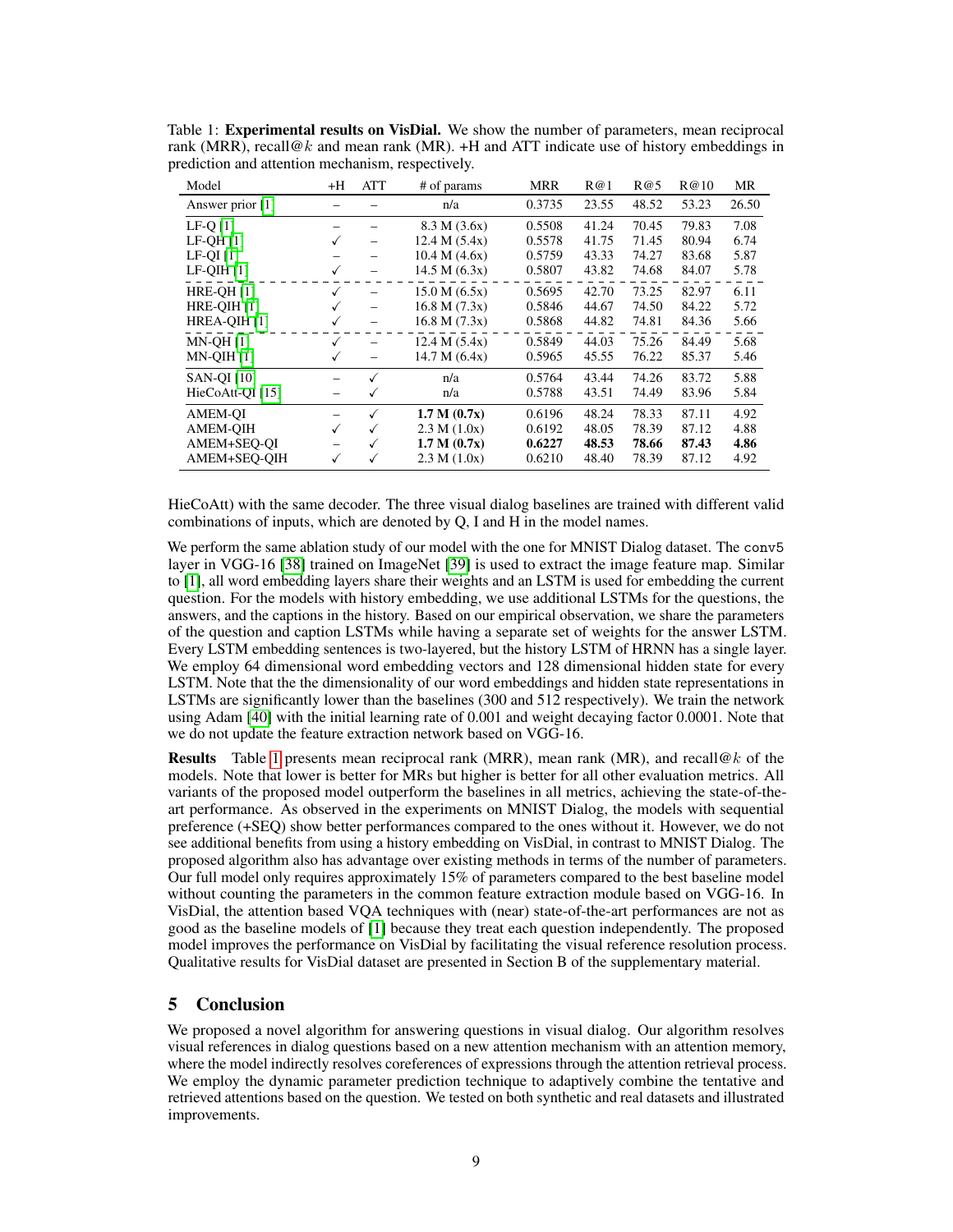Table 1: **Experimental results on VisDial.** We show the number of parameters, mean reciprocal rank (MRR), recall@$k$ and mean rank (MR). +H and ATT indicate use of history embeddings in prediction and attention mechanism, respectively.

| Model | +H | ATT | # of params | MRR | R@1 | R@5 | R@10 | MR |
|---|---|---|---|---|---|---|---|---|
| Answer prior [1] | – | – | n/a | 0.3735 | 23.55 | 48.52 | 53.23 | 26.50 |
| LF-Q [1] | – | – | 8.3 M (3.6x) | 0.5508 | 41.24 | 70.45 | 79.83 | 7.08 |
| LF-QH [1] | ✓ | – | 12.4 M (5.4x) | 0.5578 | 41.75 | 71.45 | 80.94 | 6.74 |
| LF-QI [1] | – | – | 10.4 M (4.6x) | 0.5759 | 43.33 | 74.27 | 83.68 | 5.87 |
| LF-QIH [1] | ✓ | – | 14.5 M (6.3x) | 0.5807 | 43.82 | 74.68 | 84.07 | 5.78 |
| HRE-QH [1] | ✓ | – | 15.0 M (6.5x) | 0.5695 | 42.70 | 73.25 | 82.97 | 6.11 |
| HRE-QIH [1] | ✓ | – | 16.8 M (7.3x) | 0.5846 | 44.67 | 74.50 | 84.22 | 5.72 |
| HREA-QIH [1] | ✓ | – | 16.8 M (7.3x) | 0.5868 | 44.82 | 74.81 | 84.36 | 5.66 |
| MN-QH [1] | ✓ | – | 12.4 M (5.4x) | 0.5849 | 44.03 | 75.26 | 84.49 | 5.68 |
| MN-QIH [1] | ✓ | – | 14.7 M (6.4x) | 0.5965 | 45.55 | 76.22 | 85.37 | 5.46 |
| SAN-QI [10] | – | ✓ | n/a | 0.5764 | 43.44 | 74.26 | 83.72 | 5.88 |
| HieCoAtt-QI [15] | – | ✓ | n/a | 0.5788 | 43.51 | 74.49 | 83.96 | 5.84 |
| AMEM-QI | – | ✓ | **1.7 M (0.7x)** | 0.6196 | 48.24 | 78.33 | 87.11 | 4.92 |
| AMEM-QIH | ✓ | ✓ | 2.3 M (1.0x) | 0.6192 | 48.05 | 78.39 | 87.12 | 4.88 |
| AMEM+SEQ-QI | – | ✓ | **1.7 M (0.7x)** | **0.6227** | **48.53** | **78.66** | **87.43** | **4.86** |
| AMEM+SEQ-QIH | ✓ | ✓ | 2.3 M (1.0x) | 0.6210 | 48.40 | 78.39 | 87.12 | 4.92 |

HieCoAtt) with the same decoder. The three visual dialog baselines are trained with different valid combinations of inputs, which are denoted by Q, I and H in the model names.

We perform the same ablation study of our model with the one for MNIST Dialog dataset. The `conv5` layer in VGG-16 [38] trained on ImageNet [39] is used to extract the image feature map. Similar to [1], all word embedding layers share their weights and an LSTM is used for embedding the current question. For the models with history embedding, we use additional LSTMs for the questions, the answers, and the captions in the history. Based on our empirical observation, we share the parameters of the question and caption LSTMs while having a separate set of weights for the answer LSTM. Every LSTM embedding sentences is two-layered, but the history LSTM of HRNN has a single layer. We employ 64 dimensional word embedding vectors and 128 dimensional hidden state for every LSTM. Note that the the dimensionality of our word embeddings and hidden state representations in LSTMs are significantly lower than the baselines (300 and 512 respectively). We train the network using Adam [40] with the initial learning rate of 0.001 and weight decaying factor 0.0001. Note that we do not update the feature extraction network based on VGG-16.

**Results** Table 1 presents mean reciprocal rank (MRR), mean rank (MR), and recall@$k$ of the models. Note that lower is better for MRs but higher is better for all other evaluation metrics. All variants of the proposed model outperform the baselines in all metrics, achieving the state-of-the-art performance. As observed in the experiments on MNIST Dialog, the models with sequential preference (+SEQ) show better performances compared to the ones without it. However, we do not see additional benefits from using a history embedding on VisDial, in contrast to MNIST Dialog. The proposed algorithm also has advantage over existing methods in terms of the number of parameters. Our full model only requires approximately 15% of parameters compared to the best baseline model without counting the parameters in the common feature extraction module based on VGG-16. In VisDial, the attention based VQA techniques with (near) state-of-the-art performances are not as good as the baseline models of [1] because they treat each question independently. The proposed model improves the performance on VisDial by facilitating the visual reference resolution process. Qualitative results for VisDial dataset are presented in Section B of the supplementary material.

## 5 Conclusion

We proposed a novel algorithm for answering questions in visual dialog. Our algorithm resolves visual references in dialog questions based on a new attention mechanism with an attention memory, where the model indirectly resolves coreferences of expressions through the attention retrieval process. We employ the dynamic parameter prediction technique to adaptively combine the tentative and retrieved attentions based on the question. We tested on both synthetic and real datasets and illustrated improvements.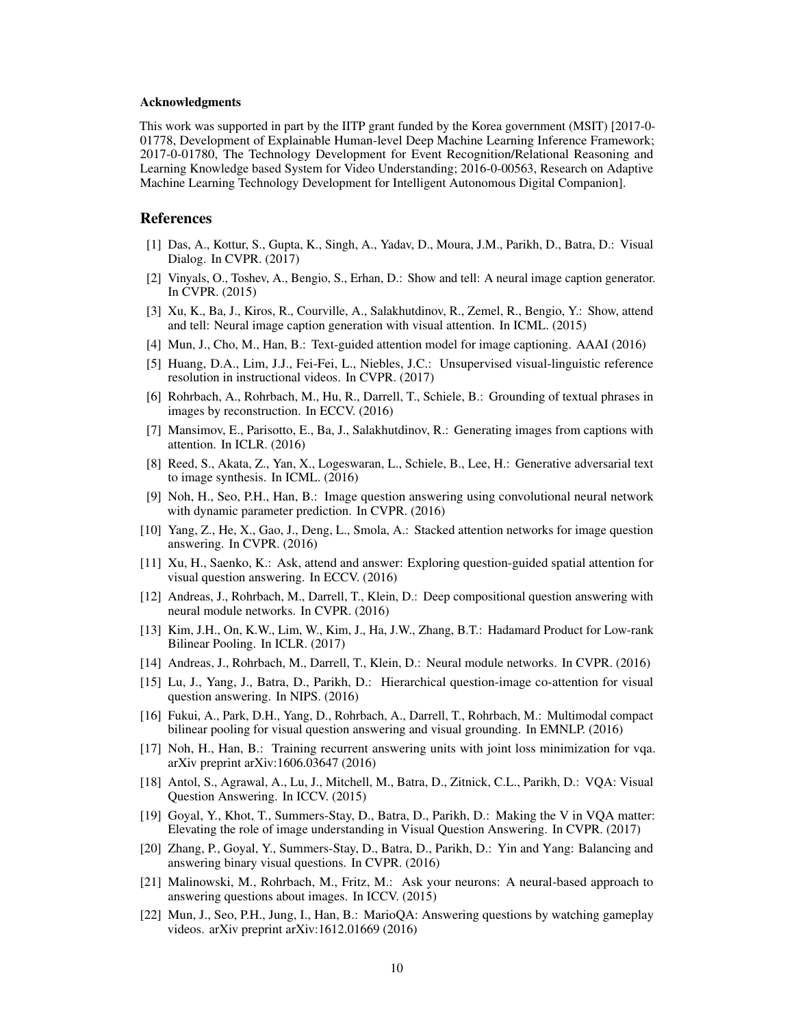#### Acknowledgments

This work was supported in part by the IITP grant funded by the Korea government (MSIT) [2017-0-01778, Development of Explainable Human-level Deep Machine Learning Inference Framework; 2017-0-01780, The Technology Development for Event Recognition/Relational Reasoning and Learning Knowledge based System for Video Understanding; 2016-0-00563, Research on Adaptive Machine Learning Technology Development for Intelligent Autonomous Digital Companion].

## References

[1] Das, A., Kottur, S., Gupta, K., Singh, A., Yadav, D., Moura, J.M., Parikh, D., Batra, D.: Visual Dialog. In CVPR. (2017)

[2] Vinyals, O., Toshev, A., Bengio, S., Erhan, D.: Show and tell: A neural image caption generator. In CVPR. (2015)

[3] Xu, K., Ba, J., Kiros, R., Courville, A., Salakhutdinov, R., Zemel, R., Bengio, Y.: Show, attend and tell: Neural image caption generation with visual attention. In ICML. (2015)

[4] Mun, J., Cho, M., Han, B.: Text-guided attention model for image captioning. AAAI (2016)

[5] Huang, D.A., Lim, J.J., Fei-Fei, L., Niebles, J.C.: Unsupervised visual-linguistic reference resolution in instructional videos. In CVPR. (2017)

[6] Rohrbach, A., Rohrbach, M., Hu, R., Darrell, T., Schiele, B.: Grounding of textual phrases in images by reconstruction. In ECCV. (2016)

[7] Mansimov, E., Parisotto, E., Ba, J., Salakhutdinov, R.: Generating images from captions with attention. In ICLR. (2016)

[8] Reed, S., Akata, Z., Yan, X., Logeswaran, L., Schiele, B., Lee, H.: Generative adversarial text to image synthesis. In ICML. (2016)

[9] Noh, H., Seo, P.H., Han, B.: Image question answering using convolutional neural network with dynamic parameter prediction. In CVPR. (2016)

[10] Yang, Z., He, X., Gao, J., Deng, L., Smola, A.: Stacked attention networks for image question answering. In CVPR. (2016)

[11] Xu, H., Saenko, K.: Ask, attend and answer: Exploring question-guided spatial attention for visual question answering. In ECCV. (2016)

[12] Andreas, J., Rohrbach, M., Darrell, T., Klein, D.: Deep compositional question answering with neural module networks. In CVPR. (2016)

[13] Kim, J.H., On, K.W., Lim, W., Kim, J., Ha, J.W., Zhang, B.T.: Hadamard Product for Low-rank Bilinear Pooling. In ICLR. (2017)

[14] Andreas, J., Rohrbach, M., Darrell, T., Klein, D.: Neural module networks. In CVPR. (2016)

[15] Lu, J., Yang, J., Batra, D., Parikh, D.: Hierarchical question-image co-attention for visual question answering. In NIPS. (2016)

[16] Fukui, A., Park, D.H., Yang, D., Rohrbach, A., Darrell, T., Rohrbach, M.: Multimodal compact bilinear pooling for visual question answering and visual grounding. In EMNLP. (2016)

[17] Noh, H., Han, B.: Training recurrent answering units with joint loss minimization for vqa. arXiv preprint arXiv:1606.03647 (2016)

[18] Antol, S., Agrawal, A., Lu, J., Mitchell, M., Batra, D., Zitnick, C.L., Parikh, D.: VQA: Visual Question Answering. In ICCV. (2015)

[19] Goyal, Y., Khot, T., Summers-Stay, D., Batra, D., Parikh, D.: Making the V in VQA matter: Elevating the role of image understanding in Visual Question Answering. In CVPR. (2017)

[20] Zhang, P., Goyal, Y., Summers-Stay, D., Batra, D., Parikh, D.: Yin and Yang: Balancing and answering binary visual questions. In CVPR. (2016)

[21] Malinowski, M., Rohrbach, M., Fritz, M.: Ask your neurons: A neural-based approach to answering questions about images. In ICCV. (2015)

[22] Mun, J., Seo, P.H., Jung, I., Han, B.: MarioQA: Answering questions by watching gameplay videos. arXiv preprint arXiv:1612.01669 (2016)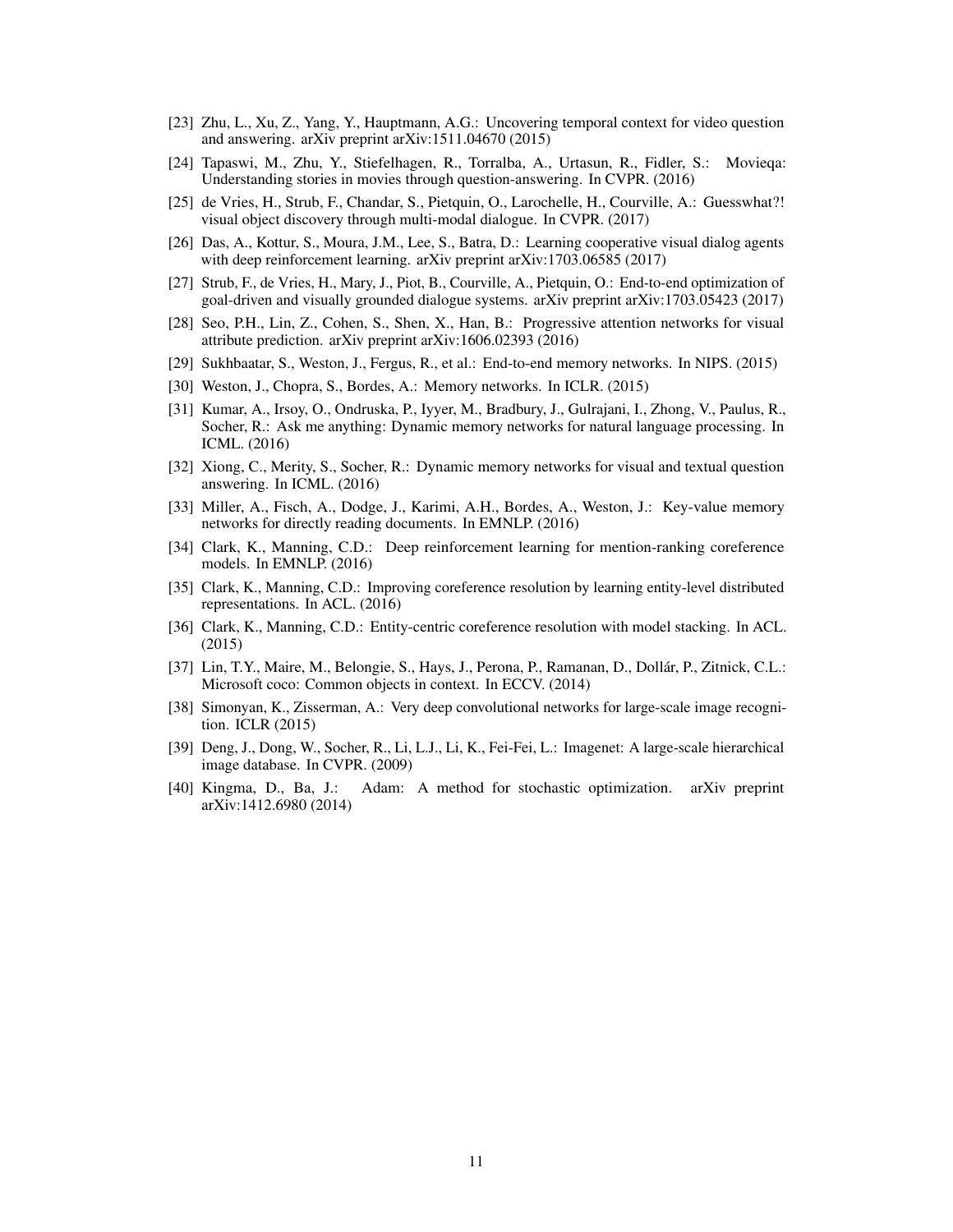[23] Zhu, L., Xu, Z., Yang, Y., Hauptmann, A.G.: Uncovering temporal context for video question and answering. arXiv preprint arXiv:1511.04670 (2015)

[24] Tapaswi, M., Zhu, Y., Stiefelhagen, R., Torralba, A., Urtasun, R., Fidler, S.: Movieqa: Understanding stories in movies through question-answering. In CVPR. (2016)

[25] de Vries, H., Strub, F., Chandar, S., Pietquin, O., Larochelle, H., Courville, A.: Guesswhat?! visual object discovery through multi-modal dialogue. In CVPR. (2017)

[26] Das, A., Kottur, S., Moura, J.M., Lee, S., Batra, D.: Learning cooperative visual dialog agents with deep reinforcement learning. arXiv preprint arXiv:1703.06585 (2017)

[27] Strub, F., de Vries, H., Mary, J., Piot, B., Courville, A., Pietquin, O.: End-to-end optimization of goal-driven and visually grounded dialogue systems. arXiv preprint arXiv:1703.05423 (2017)

[28] Seo, P.H., Lin, Z., Cohen, S., Shen, X., Han, B.: Progressive attention networks for visual attribute prediction. arXiv preprint arXiv:1606.02393 (2016)

[29] Sukhbaatar, S., Weston, J., Fergus, R., et al.: End-to-end memory networks. In NIPS. (2015)

[30] Weston, J., Chopra, S., Bordes, A.: Memory networks. In ICLR. (2015)

[31] Kumar, A., Irsoy, O., Ondruska, P., Iyyer, M., Bradbury, J., Gulrajani, I., Zhong, V., Paulus, R., Socher, R.: Ask me anything: Dynamic memory networks for natural language processing. In ICML. (2016)

[32] Xiong, C., Merity, S., Socher, R.: Dynamic memory networks for visual and textual question answering. In ICML. (2016)

[33] Miller, A., Fisch, A., Dodge, J., Karimi, A.H., Bordes, A., Weston, J.: Key-value memory networks for directly reading documents. In EMNLP. (2016)

[34] Clark, K., Manning, C.D.: Deep reinforcement learning for mention-ranking coreference models. In EMNLP. (2016)

[35] Clark, K., Manning, C.D.: Improving coreference resolution by learning entity-level distributed representations. In ACL. (2016)

[36] Clark, K., Manning, C.D.: Entity-centric coreference resolution with model stacking. In ACL. (2015)

[37] Lin, T.Y., Maire, M., Belongie, S., Hays, J., Perona, P., Ramanan, D., Dollár, P., Zitnick, C.L.: Microsoft coco: Common objects in context. In ECCV. (2014)

[38] Simonyan, K., Zisserman, A.: Very deep convolutional networks for large-scale image recognition. ICLR (2015)

[39] Deng, J., Dong, W., Socher, R., Li, L.J., Li, K., Fei-Fei, L.: Imagenet: A large-scale hierarchical image database. In CVPR. (2009)

[40] Kingma, D., Ba, J.: Adam: A method for stochastic optimization. arXiv preprint arXiv:1412.6980 (2014)